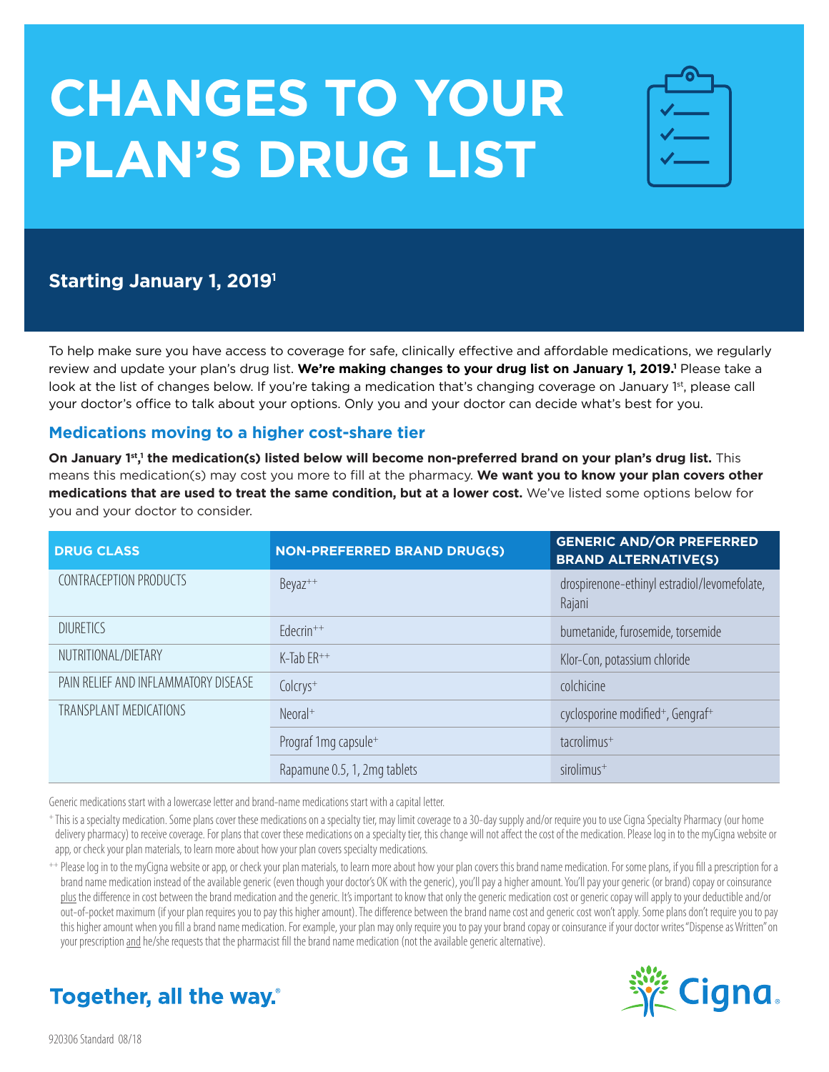# CHANGES TO YOUR PLAN'S DRUG LIST

## Starting January 1, 2019[1]

To help make sure you have access to coverage for safe, clinically effective and affordable medications, we regularly review and update your plan's drug list. **We're making changes to your drug list on January 1, 2019.[1]** Please take a look at the list of changes below. If you're taking a medication that's changing coverage on January 1st, please call your doctor's office to talk about your options. Only you and your doctor can decide what's best for you.

### Medications moving to a higher cost-share tier

**On January 1st,[1] the medication(s) listed below will become non-preferred brand on your plan's drug list.** This means this medication(s) may cost you more to fill at the pharmacy. **We want you to know your plan covers other medications that are used to treat the same condition, but at a lower cost.** We've listed some options below for you and your doctor to consider.

| DRUG CLASS | NON-PREFERRED BRAND DRUG(S) | GENERIC AND/OR PREFERRED BRAND ALTERNATIVE(S) |
|---|---|---|
| CONTRACEPTION PRODUCTS | Beyaz++ | drospirenone-ethinyl estradiol/levomefolate, Rajani |
| DIURETICS | Edecrin++ | bumetanide, furosemide, torsemide |
| NUTRITIONAL/DIETARY | K-Tab ER++ | Klor-Con, potassium chloride |
| PAIN RELIEF AND INFLAMMATORY DISEASE | Colcrys+ | colchicine |
| TRANSPLANT MEDICATIONS | Neoral+ | cyclosporine modified+, Gengraf+ |
| | Prograf 1mg capsule+ | tacrolimus+ |
| | Rapamune 0.5, 1, 2mg tablets | sirolimus+ |

Generic medications start with a lowercase letter and brand-name medications start with a capital letter.

+ This is a specialty medication. Some plans cover these medications on a specialty tier, may limit coverage to a 30-day supply and/or require you to use Cigna Specialty Pharmacy (our home delivery pharmacy) to receive coverage. For plans that cover these medications on a specialty tier, this change will not affect the cost of the medication. Please log in to the myCigna website or app, or check your plan materials, to learn more about how your plan covers specialty medications.

++ Please log in to the myCigna website or app, or check your plan materials, to learn more about how your plan covers this brand name medication. For some plans, if you fill a prescription for a brand name medication instead of the available generic (even though your doctor's OK with the generic), you'll pay a higher amount. You'll pay your generic (or brand) copay or coinsurance plus the difference in cost between the brand medication and the generic. It's important to know that only the generic medication cost or generic copay will apply to your deductible and/or out-of-pocket maximum (if your plan requires you to pay this higher amount). The difference between the brand name cost and generic cost won't apply. Some plans don't require you to pay this higher amount when you fill a brand name medication. For example, your plan may only require you to pay your brand copay or coinsurance if your doctor writes "Dispense as Written" on your prescription and he/she requests that the pharmacist fill the brand name medication (not the available generic alternative).

**Together, all the way.®**

Cigna.

920306 Standard 08/18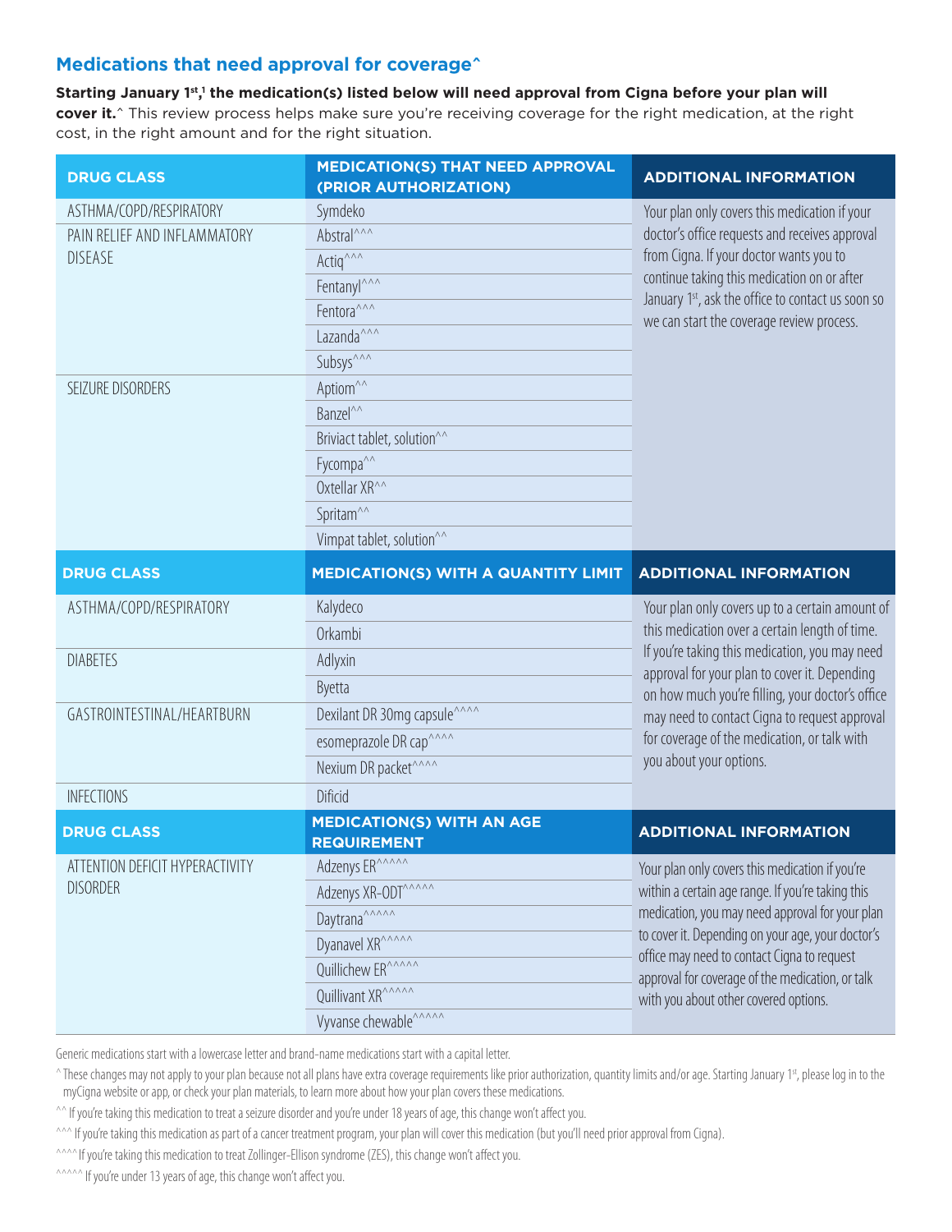## Medications that need approval for coverage^

**Starting January 1st,[1] the medication(s) listed below will need approval from Cigna before your plan will cover it.**^ This review process helps make sure you're receiving coverage for the right medication, at the right cost, in the right amount and for the right situation.

| DRUG CLASS | MEDICATION(S) THAT NEED APPROVAL (PRIOR AUTHORIZATION) | ADDITIONAL INFORMATION |
|---|---|---|
| ASTHMA/COPD/RESPIRATORY | Symdeko | Your plan only covers this medication if your doctor's office requests and receives approval from Cigna. If your doctor wants you to continue taking this medication on or after January 1st, ask the office to contact us soon so we can start the coverage review process. |
| PAIN RELIEF AND INFLAMMATORY DISEASE | Abstral^^^ | |
| | Actiq^^^ | |
| | Fentanyl^^^ | |
| | Fentora^^^ | |
| | Lazanda^^^ | |
| | Subsys^^^ | |
| SEIZURE DISORDERS | Aptiom^^ | |
| | Banzel^^ | |
| | Briviact tablet, solution^^ | |
| | Fycompa^^ | |
| | Oxtellar XR^^ | |
| | Spritam^^ | |
| | Vimpat tablet, solution^^ | |

| DRUG CLASS | MEDICATION(S) WITH A QUANTITY LIMIT | ADDITIONAL INFORMATION |
|---|---|---|
| ASTHMA/COPD/RESPIRATORY | Kalydeco | Your plan only covers up to a certain amount of this medication over a certain length of time. If you're taking this medication, you may need approval for your plan to cover it. Depending on how much you're filling, your doctor's office may need to contact Cigna to request approval for coverage of the medication, or talk with you about your options. |
| | Orkambi | |
| DIABETES | Adlyxin | |
| | Byetta | |
| GASTROINTESTINAL/HEARTBURN | Dexilant DR 30mg capsule^^^^ | |
| | esomeprazole DR cap^^^^ | |
| | Nexium DR packet^^^^ | |
| INFECTIONS | Dificid | |

| DRUG CLASS | MEDICATION(S) WITH AN AGE REQUIREMENT | ADDITIONAL INFORMATION |
|---|---|---|
| ATTENTION DEFICIT HYPERACTIVITY DISORDER | Adzenys ER^^^^^ | Your plan only covers this medication if you're within a certain age range. If you're taking this medication, you may need approval for your plan to cover it. Depending on your age, your doctor's office may need to contact Cigna to request approval for coverage of the medication, or talk with you about other covered options. |
| | Adzenys XR-ODT^^^^^ | |
| | Daytrana^^^^^ | |
| | Dyanavel XR^^^^^ | |
| | Quillichew ER^^^^^ | |
| | Quillivant XR^^^^^ | |
| | Vyvanse chewable^^^^^ | |

Generic medications start with a lowercase letter and brand-name medications start with a capital letter.

^ These changes may not apply to your plan because not all plans have extra coverage requirements like prior authorization, quantity limits and/or age. Starting January 1st, please log in to the myCigna website or app, or check your plan materials, to learn more about how your plan covers these medications.

^^ If you're taking this medication to treat a seizure disorder and you're under 18 years of age, this change won't affect you.

^^^ If you're taking this medication as part of a cancer treatment program, your plan will cover this medication (but you'll need prior approval from Cigna).

^^^^ If you're taking this medication to treat Zollinger-Ellison syndrome (ZES), this change won't affect you.

^^^^^ If you're under 13 years of age, this change won't affect you.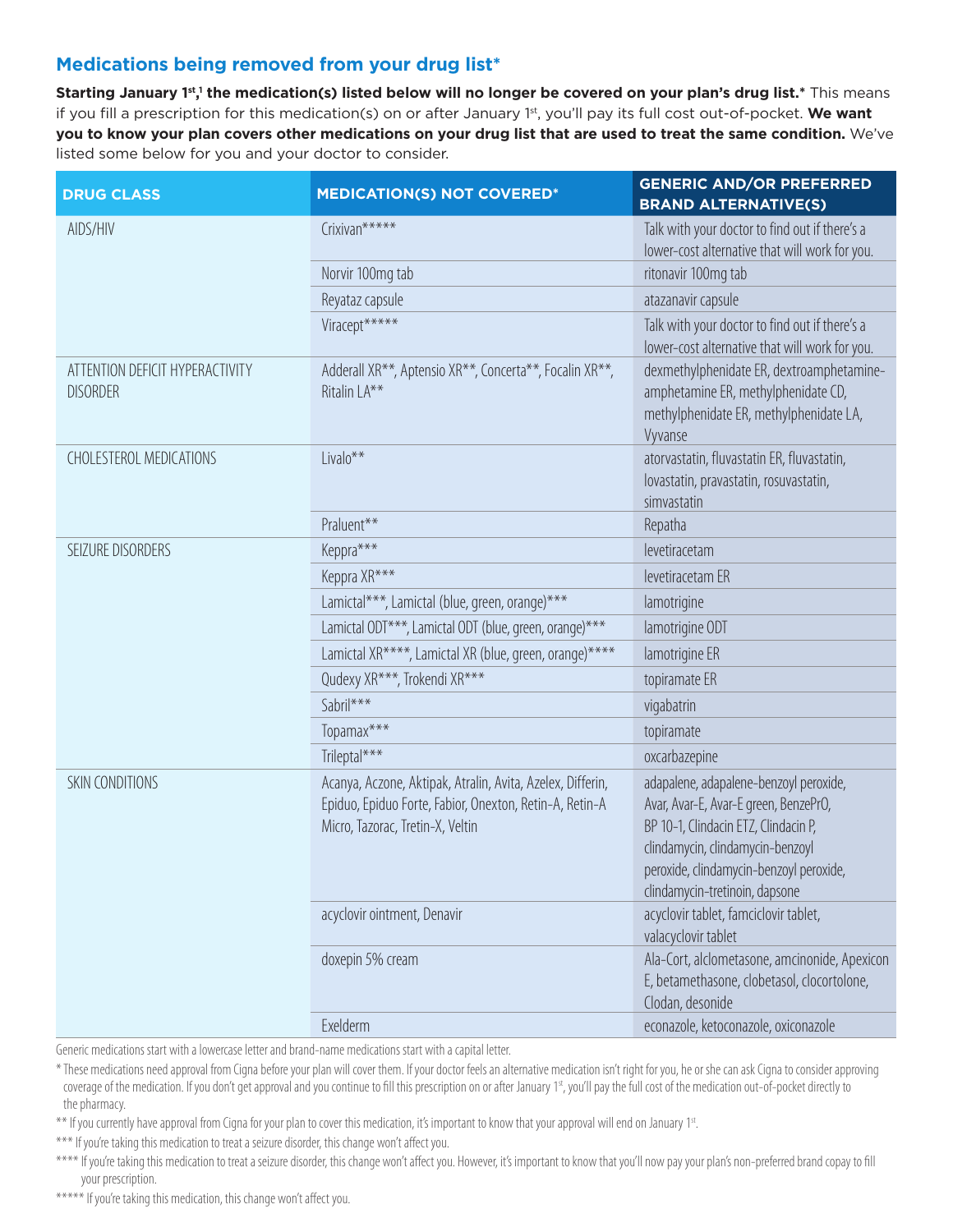## Medications being removed from your drug list*

**Starting January 1st,[1] the medication(s) listed below will no longer be covered on your plan's drug list.*** This means if you fill a prescription for this medication(s) on or after January 1st, you'll pay its full cost out-of-pocket. **We want you to know your plan covers other medications on your drug list that are used to treat the same condition.** We've listed some below for you and your doctor to consider.

| DRUG CLASS | MEDICATION(S) NOT COVERED* | GENERIC AND/OR PREFERRED BRAND ALTERNATIVE(S) |
|---|---|---|
| AIDS/HIV | Crixivan***** | Talk with your doctor to find out if there's a lower-cost alternative that will work for you. |
| | Norvir 100mg tab | ritonavir 100mg tab |
| | Reyataz capsule | atazanavir capsule |
| | Viracept***** | Talk with your doctor to find out if there's a lower-cost alternative that will work for you. |
| ATTENTION DEFICIT HYPERACTIVITY DISORDER | Adderall XR**, Aptensio XR**, Concerta**, Focalin XR**, Ritalin LA** | dexmethylphenidate ER, dextroamphetamine-amphetamine ER, methylphenidate CD, methylphenidate ER, methylphenidate LA, Vyvanse |
| CHOLESTEROL MEDICATIONS | Livalo** | atorvastatin, fluvastatin ER, fluvastatin, lovastatin, pravastatin, rosuvastatin, simvastatin |
| | Praluent** | Repatha |
| SEIZURE DISORDERS | Keppra*** | levetiracetam |
| | Keppra XR*** | levetiracetam ER |
| | Lamictal***, Lamictal (blue, green, orange)*** | lamotrigine |
| | Lamictal ODT***, Lamictal ODT (blue, green, orange)*** | lamotrigine ODT |
| | Lamictal XR****, Lamictal XR (blue, green, orange)**** | lamotrigine ER |
| | Qudexy XR***, Trokendi XR*** | topiramate ER |
| | Sabril*** | vigabatrin |
| | Topamax*** | topiramate |
| | Trileptal*** | oxcarbazepine |
| SKIN CONDITIONS | Acanya, Aczone, Aktipak, Atralin, Avita, Azelex, Differin, Epiduo, Epiduo Forte, Fabior, Onexton, Retin-A, Retin-A Micro, Tazorac, Tretin-X, Veltin | adapalene, adapalene-benzoyl peroxide, Avar, Avar-E, Avar-E green, BenzePrO, BP 10-1, Clindacin ETZ, Clindacin P, clindamycin, clindamycin-benzoyl peroxide, clindamycin-benzoyl peroxide, clindamycin-tretinoin, dapsone |
| | acyclovir ointment, Denavir | acyclovir tablet, famciclovir tablet, valacyclovir tablet |
| | doxepin 5% cream | Ala-Cort, alclometasone, amcinonide, Apexicon E, betamethasone, clobetasol, clocortolone, Clodan, desonide |
| | Exelderm | econazole, ketoconazole, oxiconazole |

Generic medications start with a lowercase letter and brand-name medications start with a capital letter.

\* These medications need approval from Cigna before your plan will cover them. If your doctor feels an alternative medication isn't right for you, he or she can ask Cigna to consider approving coverage of the medication. If you don't get approval and you continue to fill this prescription on or after January 1st, you'll pay the full cost of the medication out-of-pocket directly to the pharmacy.

** If you currently have approval from Cigna for your plan to cover this medication, it's important to know that your approval will end on January 1st.

*** If you're taking this medication to treat a seizure disorder, this change won't affect you.

**** If you're taking this medication to treat a seizure disorder, this change won't affect you. However, it's important to know that you'll now pay your plan's non-preferred brand copay to fill your prescription.

***** If you're taking this medication, this change won't affect you.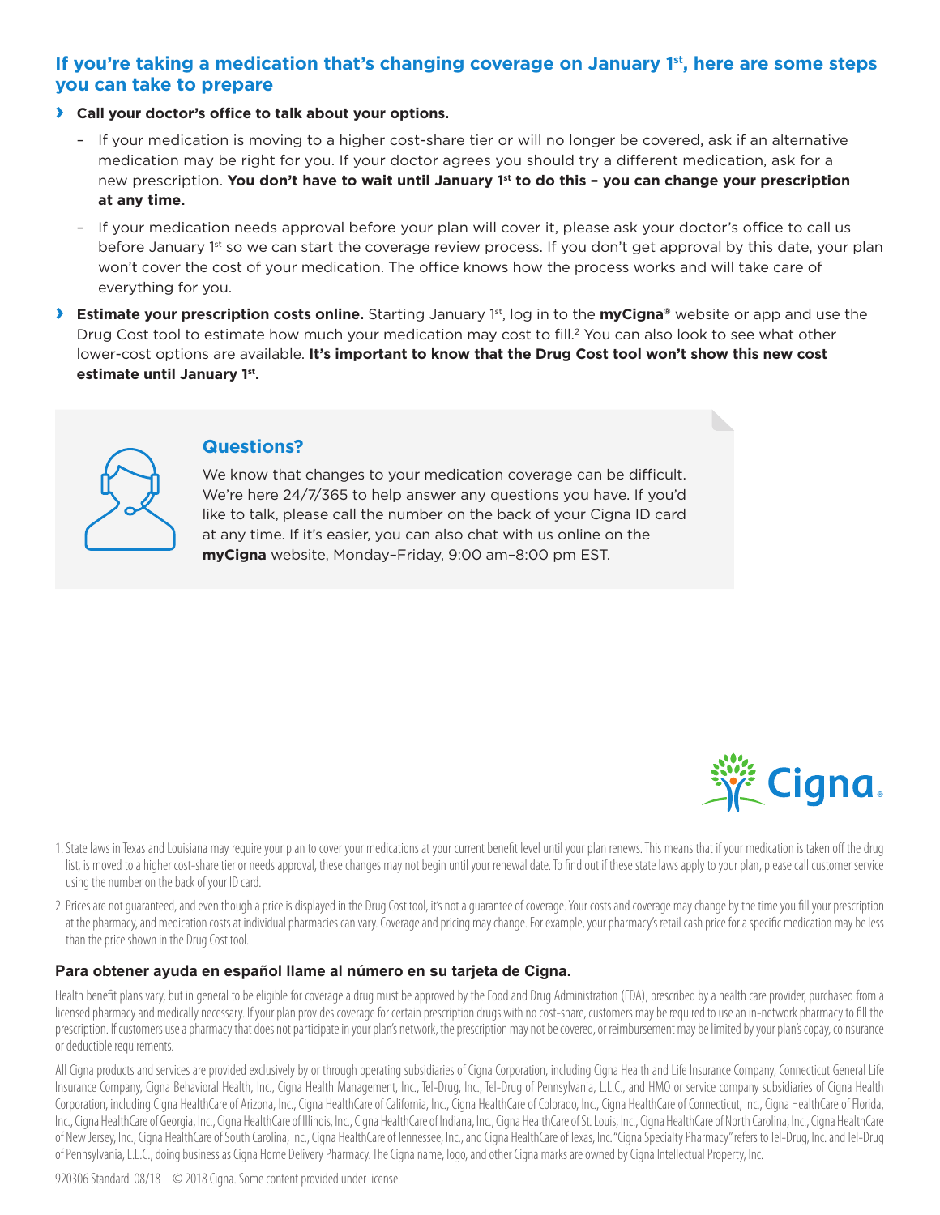## If you're taking a medication that's changing coverage on January 1st, here are some steps you can take to prepare

- **Call your doctor's office to talk about your options.**
  - If your medication is moving to a higher cost-share tier or will no longer be covered, ask if an alternative medication may be right for you. If your doctor agrees you should try a different medication, ask for a new prescription. **You don't have to wait until January 1st to do this – you can change your prescription at any time.**
  - If your medication needs approval before your plan will cover it, please ask your doctor's office to call us before January 1st so we can start the coverage review process. If you don't get approval by this date, your plan won't cover the cost of your medication. The office knows how the process works and will take care of everything for you.
- **Estimate your prescription costs online.** Starting January 1st, log in to the **myCigna®** website or app and use the Drug Cost tool to estimate how much your medication may cost to fill.[2] You can also look to see what other lower-cost options are available. **It's important to know that the Drug Cost tool won't show this new cost estimate until January 1st.**

### Questions?

We know that changes to your medication coverage can be difficult. We're here 24/7/365 to help answer any questions you have. If you'd like to talk, please call the number on the back of your Cigna ID card at any time. If it's easier, you can also chat with us online on the **myCigna** website, Monday–Friday, 9:00 am–8:00 pm EST.

1. State laws in Texas and Louisiana may require your plan to cover your medications at your current benefit level until your plan renews. This means that if your medication is taken off the drug list, is moved to a higher cost-share tier or needs approval, these changes may not begin until your renewal date. To find out if these state laws apply to your plan, please call customer service using the number on the back of your ID card.
2. Prices are not guaranteed, and even though a price is displayed in the Drug Cost tool, it's not a guarantee of coverage. Your costs and coverage may change by the time you fill your prescription at the pharmacy, and medication costs at individual pharmacies can vary. Coverage and pricing may change. For example, your pharmacy's retail cash price for a specific medication may be less than the price shown in the Drug Cost tool.

**Para obtener ayuda en español llame al número en su tarjeta de Cigna.**

Health benefit plans vary, but in general to be eligible for coverage a drug must be approved by the Food and Drug Administration (FDA), prescribed by a health care provider, purchased from a licensed pharmacy and medically necessary. If your plan provides coverage for certain prescription drugs with no cost-share, customers may be required to use an in-network pharmacy to fill the prescription. If customers use a pharmacy that does not participate in your plan's network, the prescription may not be covered, or reimbursement may be limited by your plan's copay, coinsurance or deductible requirements.

All Cigna products and services are provided exclusively by or through operating subsidiaries of Cigna Corporation, including Cigna Health and Life Insurance Company, Connecticut General Life Insurance Company, Cigna Behavioral Health, Inc., Cigna Health Management, Inc., Tel-Drug, Inc., Tel-Drug of Pennsylvania, L.L.C., and HMO or service company subsidiaries of Cigna Health Corporation, including Cigna HealthCare of Arizona, Inc., Cigna HealthCare of California, Inc., Cigna HealthCare of Colorado, Inc., Cigna HealthCare of Connecticut, Inc., Cigna HealthCare of Florida, Inc., Cigna HealthCare of Georgia, Inc., Cigna HealthCare of Illinois, Inc., Cigna HealthCare of Indiana, Inc., Cigna HealthCare of St. Louis, Inc., Cigna HealthCare of North Carolina, Inc., Cigna HealthCare of New Jersey, Inc., Cigna HealthCare of South Carolina, Inc., Cigna HealthCare of Tennessee, Inc., and Cigna HealthCare of Texas, Inc. "Cigna Specialty Pharmacy" refers to Tel-Drug, Inc. and Tel-Drug of Pennsylvania, L.L.C., doing business as Cigna Home Delivery Pharmacy. The Cigna name, logo, and other Cigna marks are owned by Cigna Intellectual Property, Inc.

920306 Standard 08/18 © 2018 Cigna. Some content provided under license.